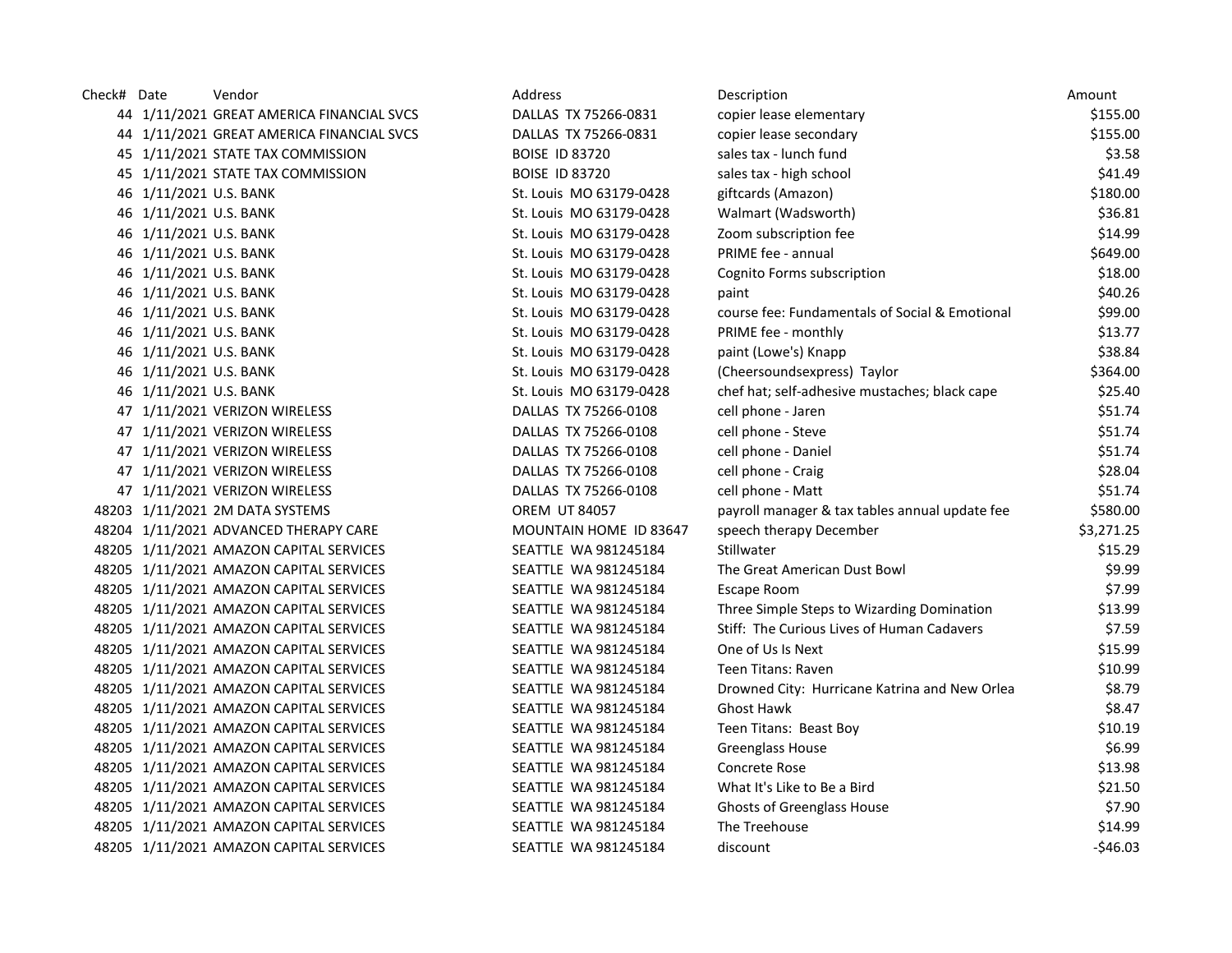| Check# | Date | Vendor | Address | Description | Amount |
|---|---|---|---|---|---|
| 44 | 1/11/2021 | GREAT AMERICA FINANCIAL SVCS | DALLAS TX 75266-0831 | copier lease elementary | $155.00 |
| 44 | 1/11/2021 | GREAT AMERICA FINANCIAL SVCS | DALLAS TX 75266-0831 | copier lease secondary | $155.00 |
| 45 | 1/11/2021 | STATE TAX COMMISSION | BOISE ID 83720 | sales tax - lunch fund | $3.58 |
| 45 | 1/11/2021 | STATE TAX COMMISSION | BOISE ID 83720 | sales tax - high school | $41.49 |
| 46 | 1/11/2021 | U.S. BANK | St. Louis MO 63179-0428 | giftcards (Amazon) | $180.00 |
| 46 | 1/11/2021 | U.S. BANK | St. Louis MO 63179-0428 | Walmart (Wadsworth) | $36.81 |
| 46 | 1/11/2021 | U.S. BANK | St. Louis MO 63179-0428 | Zoom subscription fee | $14.99 |
| 46 | 1/11/2021 | U.S. BANK | St. Louis MO 63179-0428 | PRIME fee - annual | $649.00 |
| 46 | 1/11/2021 | U.S. BANK | St. Louis MO 63179-0428 | Cognito Forms subscription | $18.00 |
| 46 | 1/11/2021 | U.S. BANK | St. Louis MO 63179-0428 | paint | $40.26 |
| 46 | 1/11/2021 | U.S. BANK | St. Louis MO 63179-0428 | course fee: Fundamentals of Social & Emotional | $99.00 |
| 46 | 1/11/2021 | U.S. BANK | St. Louis MO 63179-0428 | PRIME fee - monthly | $13.77 |
| 46 | 1/11/2021 | U.S. BANK | St. Louis MO 63179-0428 | paint (Lowe's) Knapp | $38.84 |
| 46 | 1/11/2021 | U.S. BANK | St. Louis MO 63179-0428 | (Cheersoundsexpress) Taylor | $364.00 |
| 46 | 1/11/2021 | U.S. BANK | St. Louis MO 63179-0428 | chef hat; self-adhesive mustaches; black cape | $25.40 |
| 47 | 1/11/2021 | VERIZON WIRELESS | DALLAS TX 75266-0108 | cell phone - Jaren | $51.74 |
| 47 | 1/11/2021 | VERIZON WIRELESS | DALLAS TX 75266-0108 | cell phone - Steve | $51.74 |
| 47 | 1/11/2021 | VERIZON WIRELESS | DALLAS TX 75266-0108 | cell phone - Daniel | $51.74 |
| 47 | 1/11/2021 | VERIZON WIRELESS | DALLAS TX 75266-0108 | cell phone - Craig | $28.04 |
| 47 | 1/11/2021 | VERIZON WIRELESS | DALLAS TX 75266-0108 | cell phone - Matt | $51.74 |
| 48203 | 1/11/2021 | 2M DATA SYSTEMS | OREM UT 84057 | payroll manager & tax tables annual update fee | $580.00 |
| 48204 | 1/11/2021 | ADVANCED THERAPY CARE | MOUNTAIN HOME ID 83647 | speech therapy December | $3,271.25 |
| 48205 | 1/11/2021 | AMAZON CAPITAL SERVICES | SEATTLE WA 981245184 | Stillwater | $15.29 |
| 48205 | 1/11/2021 | AMAZON CAPITAL SERVICES | SEATTLE WA 981245184 | The Great American Dust Bowl | $9.99 |
| 48205 | 1/11/2021 | AMAZON CAPITAL SERVICES | SEATTLE WA 981245184 | Escape Room | $7.99 |
| 48205 | 1/11/2021 | AMAZON CAPITAL SERVICES | SEATTLE WA 981245184 | Three Simple Steps to Wizarding Domination | $13.99 |
| 48205 | 1/11/2021 | AMAZON CAPITAL SERVICES | SEATTLE WA 981245184 | Stiff: The Curious Lives of Human Cadavers | $7.59 |
| 48205 | 1/11/2021 | AMAZON CAPITAL SERVICES | SEATTLE WA 981245184 | One of Us Is Next | $15.99 |
| 48205 | 1/11/2021 | AMAZON CAPITAL SERVICES | SEATTLE WA 981245184 | Teen Titans: Raven | $10.99 |
| 48205 | 1/11/2021 | AMAZON CAPITAL SERVICES | SEATTLE WA 981245184 | Drowned City: Hurricane Katrina and New Orlea | $8.79 |
| 48205 | 1/11/2021 | AMAZON CAPITAL SERVICES | SEATTLE WA 981245184 | Ghost Hawk | $8.47 |
| 48205 | 1/11/2021 | AMAZON CAPITAL SERVICES | SEATTLE WA 981245184 | Teen Titans: Beast Boy | $10.19 |
| 48205 | 1/11/2021 | AMAZON CAPITAL SERVICES | SEATTLE WA 981245184 | Greenglass House | $6.99 |
| 48205 | 1/11/2021 | AMAZON CAPITAL SERVICES | SEATTLE WA 981245184 | Concrete Rose | $13.98 |
| 48205 | 1/11/2021 | AMAZON CAPITAL SERVICES | SEATTLE WA 981245184 | What It's Like to Be a Bird | $21.50 |
| 48205 | 1/11/2021 | AMAZON CAPITAL SERVICES | SEATTLE WA 981245184 | Ghosts of Greenglass House | $7.90 |
| 48205 | 1/11/2021 | AMAZON CAPITAL SERVICES | SEATTLE WA 981245184 | The Treehouse | $14.99 |
| 48205 | 1/11/2021 | AMAZON CAPITAL SERVICES | SEATTLE WA 981245184 | discount | -$46.03 |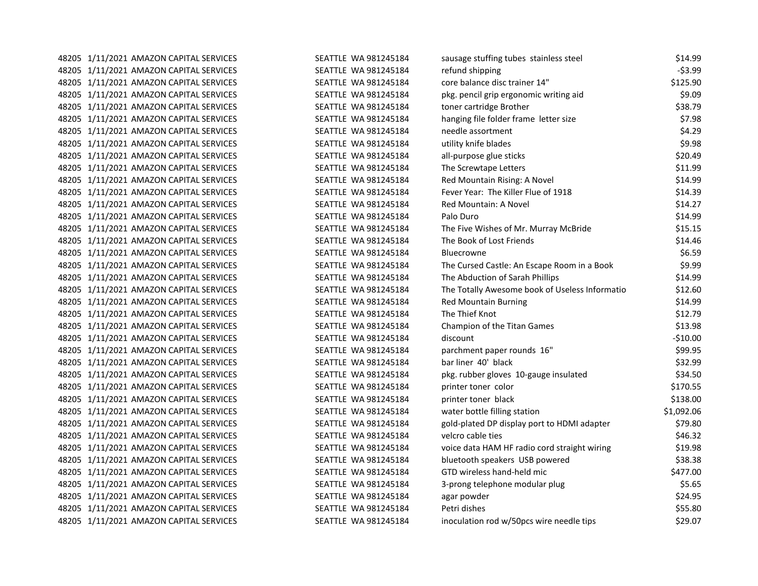| | | | | | |
|---|---|---|---|---|---|
| 48205 | 1/11/2021 | AMAZON CAPITAL SERVICES | SEATTLE WA 981245184 | sausage stuffing tubes stainless steel | $14.99 |
| 48205 | 1/11/2021 | AMAZON CAPITAL SERVICES | SEATTLE WA 981245184 | refund shipping | -$3.99 |
| 48205 | 1/11/2021 | AMAZON CAPITAL SERVICES | SEATTLE WA 981245184 | core balance disc trainer 14" | $125.90 |
| 48205 | 1/11/2021 | AMAZON CAPITAL SERVICES | SEATTLE WA 981245184 | pkg. pencil grip ergonomic writing aid | $9.09 |
| 48205 | 1/11/2021 | AMAZON CAPITAL SERVICES | SEATTLE WA 981245184 | toner cartridge Brother | $38.79 |
| 48205 | 1/11/2021 | AMAZON CAPITAL SERVICES | SEATTLE WA 981245184 | hanging file folder frame letter size | $7.98 |
| 48205 | 1/11/2021 | AMAZON CAPITAL SERVICES | SEATTLE WA 981245184 | needle assortment | $4.29 |
| 48205 | 1/11/2021 | AMAZON CAPITAL SERVICES | SEATTLE WA 981245184 | utility knife blades | $9.98 |
| 48205 | 1/11/2021 | AMAZON CAPITAL SERVICES | SEATTLE WA 981245184 | all-purpose glue sticks | $20.49 |
| 48205 | 1/11/2021 | AMAZON CAPITAL SERVICES | SEATTLE WA 981245184 | The Screwtape Letters | $11.99 |
| 48205 | 1/11/2021 | AMAZON CAPITAL SERVICES | SEATTLE WA 981245184 | Red Mountain Rising: A Novel | $14.99 |
| 48205 | 1/11/2021 | AMAZON CAPITAL SERVICES | SEATTLE WA 981245184 | Fever Year: The Killer Flue of 1918 | $14.39 |
| 48205 | 1/11/2021 | AMAZON CAPITAL SERVICES | SEATTLE WA 981245184 | Red Mountain: A Novel | $14.27 |
| 48205 | 1/11/2021 | AMAZON CAPITAL SERVICES | SEATTLE WA 981245184 | Palo Duro | $14.99 |
| 48205 | 1/11/2021 | AMAZON CAPITAL SERVICES | SEATTLE WA 981245184 | The Five Wishes of Mr. Murray McBride | $15.15 |
| 48205 | 1/11/2021 | AMAZON CAPITAL SERVICES | SEATTLE WA 981245184 | The Book of Lost Friends | $14.46 |
| 48205 | 1/11/2021 | AMAZON CAPITAL SERVICES | SEATTLE WA 981245184 | Bluecrowne | $6.59 |
| 48205 | 1/11/2021 | AMAZON CAPITAL SERVICES | SEATTLE WA 981245184 | The Cursed Castle: An Escape Room in a Book | $9.99 |
| 48205 | 1/11/2021 | AMAZON CAPITAL SERVICES | SEATTLE WA 981245184 | The Abduction of Sarah Phillips | $14.99 |
| 48205 | 1/11/2021 | AMAZON CAPITAL SERVICES | SEATTLE WA 981245184 | The Totally Awesome book of Useless Informatio | $12.60 |
| 48205 | 1/11/2021 | AMAZON CAPITAL SERVICES | SEATTLE WA 981245184 | Red Mountain Burning | $14.99 |
| 48205 | 1/11/2021 | AMAZON CAPITAL SERVICES | SEATTLE WA 981245184 | The Thief Knot | $12.79 |
| 48205 | 1/11/2021 | AMAZON CAPITAL SERVICES | SEATTLE WA 981245184 | Champion of the Titan Games | $13.98 |
| 48205 | 1/11/2021 | AMAZON CAPITAL SERVICES | SEATTLE WA 981245184 | discount | -$10.00 |
| 48205 | 1/11/2021 | AMAZON CAPITAL SERVICES | SEATTLE WA 981245184 | parchment paper rounds 16" | $99.95 |
| 48205 | 1/11/2021 | AMAZON CAPITAL SERVICES | SEATTLE WA 981245184 | bar liner 40' black | $32.99 |
| 48205 | 1/11/2021 | AMAZON CAPITAL SERVICES | SEATTLE WA 981245184 | pkg. rubber gloves 10-gauge insulated | $34.50 |
| 48205 | 1/11/2021 | AMAZON CAPITAL SERVICES | SEATTLE WA 981245184 | printer toner color | $170.55 |
| 48205 | 1/11/2021 | AMAZON CAPITAL SERVICES | SEATTLE WA 981245184 | printer toner black | $138.00 |
| 48205 | 1/11/2021 | AMAZON CAPITAL SERVICES | SEATTLE WA 981245184 | water bottle filling station | $1,092.06 |
| 48205 | 1/11/2021 | AMAZON CAPITAL SERVICES | SEATTLE WA 981245184 | gold-plated DP display port to HDMI adapter | $79.80 |
| 48205 | 1/11/2021 | AMAZON CAPITAL SERVICES | SEATTLE WA 981245184 | velcro cable ties | $46.32 |
| 48205 | 1/11/2021 | AMAZON CAPITAL SERVICES | SEATTLE WA 981245184 | voice data HAM HF radio cord straight wiring | $19.98 |
| 48205 | 1/11/2021 | AMAZON CAPITAL SERVICES | SEATTLE WA 981245184 | bluetooth speakers USB powered | $38.38 |
| 48205 | 1/11/2021 | AMAZON CAPITAL SERVICES | SEATTLE WA 981245184 | GTD wireless hand-held mic | $477.00 |
| 48205 | 1/11/2021 | AMAZON CAPITAL SERVICES | SEATTLE WA 981245184 | 3-prong telephone modular plug | $5.65 |
| 48205 | 1/11/2021 | AMAZON CAPITAL SERVICES | SEATTLE WA 981245184 | agar powder | $24.95 |
| 48205 | 1/11/2021 | AMAZON CAPITAL SERVICES | SEATTLE WA 981245184 | Petri dishes | $55.80 |
| 48205 | 1/11/2021 | AMAZON CAPITAL SERVICES | SEATTLE WA 981245184 | inoculation rod w/50pcs wire needle tips | $29.07 |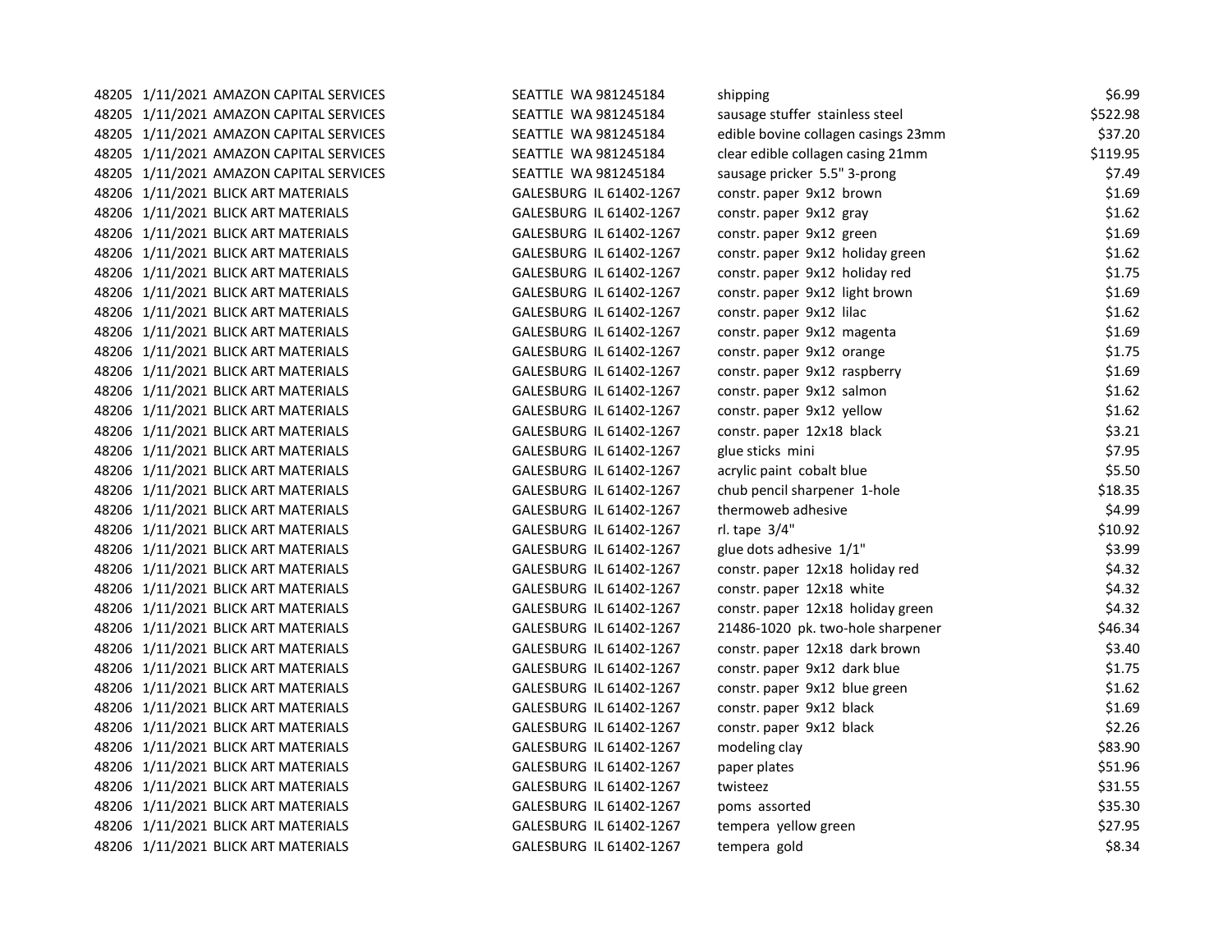| | | | | | |
|---|---|---|---|---|---|
| 48205 | 1/11/2021 | AMAZON CAPITAL SERVICES | SEATTLE WA 981245184 | shipping | $6.99 |
| 48205 | 1/11/2021 | AMAZON CAPITAL SERVICES | SEATTLE WA 981245184 | sausage stuffer stainless steel | $522.98 |
| 48205 | 1/11/2021 | AMAZON CAPITAL SERVICES | SEATTLE WA 981245184 | edible bovine collagen casings 23mm | $37.20 |
| 48205 | 1/11/2021 | AMAZON CAPITAL SERVICES | SEATTLE WA 981245184 | clear edible collagen casing 21mm | $119.95 |
| 48205 | 1/11/2021 | AMAZON CAPITAL SERVICES | SEATTLE WA 981245184 | sausage pricker 5.5" 3-prong | $7.49 |
| 48206 | 1/11/2021 | BLICK ART MATERIALS | GALESBURG IL 61402-1267 | constr. paper 9x12 brown | $1.69 |
| 48206 | 1/11/2021 | BLICK ART MATERIALS | GALESBURG IL 61402-1267 | constr. paper 9x12 gray | $1.62 |
| 48206 | 1/11/2021 | BLICK ART MATERIALS | GALESBURG IL 61402-1267 | constr. paper 9x12 green | $1.69 |
| 48206 | 1/11/2021 | BLICK ART MATERIALS | GALESBURG IL 61402-1267 | constr. paper 9x12 holiday green | $1.62 |
| 48206 | 1/11/2021 | BLICK ART MATERIALS | GALESBURG IL 61402-1267 | constr. paper 9x12 holiday red | $1.75 |
| 48206 | 1/11/2021 | BLICK ART MATERIALS | GALESBURG IL 61402-1267 | constr. paper 9x12 light brown | $1.69 |
| 48206 | 1/11/2021 | BLICK ART MATERIALS | GALESBURG IL 61402-1267 | constr. paper 9x12 lilac | $1.62 |
| 48206 | 1/11/2021 | BLICK ART MATERIALS | GALESBURG IL 61402-1267 | constr. paper 9x12 magenta | $1.69 |
| 48206 | 1/11/2021 | BLICK ART MATERIALS | GALESBURG IL 61402-1267 | constr. paper 9x12 orange | $1.75 |
| 48206 | 1/11/2021 | BLICK ART MATERIALS | GALESBURG IL 61402-1267 | constr. paper 9x12 raspberry | $1.69 |
| 48206 | 1/11/2021 | BLICK ART MATERIALS | GALESBURG IL 61402-1267 | constr. paper 9x12 salmon | $1.62 |
| 48206 | 1/11/2021 | BLICK ART MATERIALS | GALESBURG IL 61402-1267 | constr. paper 9x12 yellow | $1.62 |
| 48206 | 1/11/2021 | BLICK ART MATERIALS | GALESBURG IL 61402-1267 | constr. paper 12x18 black | $3.21 |
| 48206 | 1/11/2021 | BLICK ART MATERIALS | GALESBURG IL 61402-1267 | glue sticks mini | $7.95 |
| 48206 | 1/11/2021 | BLICK ART MATERIALS | GALESBURG IL 61402-1267 | acrylic paint cobalt blue | $5.50 |
| 48206 | 1/11/2021 | BLICK ART MATERIALS | GALESBURG IL 61402-1267 | chub pencil sharpener 1-hole | $18.35 |
| 48206 | 1/11/2021 | BLICK ART MATERIALS | GALESBURG IL 61402-1267 | thermoweb adhesive | $4.99 |
| 48206 | 1/11/2021 | BLICK ART MATERIALS | GALESBURG IL 61402-1267 | rl. tape 3/4" | $10.92 |
| 48206 | 1/11/2021 | BLICK ART MATERIALS | GALESBURG IL 61402-1267 | glue dots adhesive 1/1" | $3.99 |
| 48206 | 1/11/2021 | BLICK ART MATERIALS | GALESBURG IL 61402-1267 | constr. paper 12x18 holiday red | $4.32 |
| 48206 | 1/11/2021 | BLICK ART MATERIALS | GALESBURG IL 61402-1267 | constr. paper 12x18 white | $4.32 |
| 48206 | 1/11/2021 | BLICK ART MATERIALS | GALESBURG IL 61402-1267 | constr. paper 12x18 holiday green | $4.32 |
| 48206 | 1/11/2021 | BLICK ART MATERIALS | GALESBURG IL 61402-1267 | 21486-1020 pk. two-hole sharpener | $46.34 |
| 48206 | 1/11/2021 | BLICK ART MATERIALS | GALESBURG IL 61402-1267 | constr. paper 12x18 dark brown | $3.40 |
| 48206 | 1/11/2021 | BLICK ART MATERIALS | GALESBURG IL 61402-1267 | constr. paper 9x12 dark blue | $1.75 |
| 48206 | 1/11/2021 | BLICK ART MATERIALS | GALESBURG IL 61402-1267 | constr. paper 9x12 blue green | $1.62 |
| 48206 | 1/11/2021 | BLICK ART MATERIALS | GALESBURG IL 61402-1267 | constr. paper 9x12 black | $1.69 |
| 48206 | 1/11/2021 | BLICK ART MATERIALS | GALESBURG IL 61402-1267 | constr. paper 9x12 black | $2.26 |
| 48206 | 1/11/2021 | BLICK ART MATERIALS | GALESBURG IL 61402-1267 | modeling clay | $83.90 |
| 48206 | 1/11/2021 | BLICK ART MATERIALS | GALESBURG IL 61402-1267 | paper plates | $51.96 |
| 48206 | 1/11/2021 | BLICK ART MATERIALS | GALESBURG IL 61402-1267 | twisteez | $31.55 |
| 48206 | 1/11/2021 | BLICK ART MATERIALS | GALESBURG IL 61402-1267 | poms assorted | $35.30 |
| 48206 | 1/11/2021 | BLICK ART MATERIALS | GALESBURG IL 61402-1267 | tempera yellow green | $27.95 |
| 48206 | 1/11/2021 | BLICK ART MATERIALS | GALESBURG IL 61402-1267 | tempera gold | $8.34 |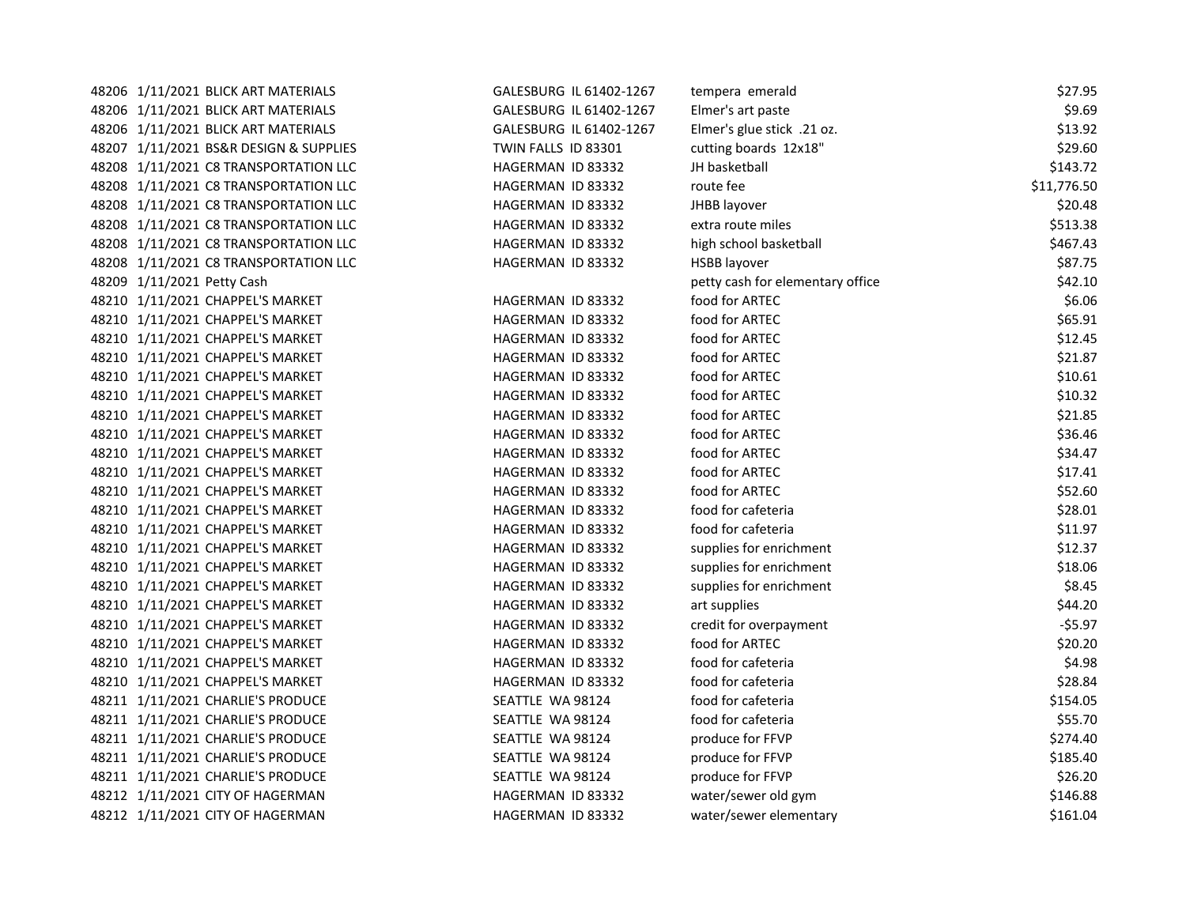| | | | | | |
|---|---|---|---|---|---|
| 48206 | 1/11/2021 | BLICK ART MATERIALS | GALESBURG IL 61402-1267 | tempera emerald | $27.95 |
| 48206 | 1/11/2021 | BLICK ART MATERIALS | GALESBURG IL 61402-1267 | Elmer's art paste | $9.69 |
| 48206 | 1/11/2021 | BLICK ART MATERIALS | GALESBURG IL 61402-1267 | Elmer's glue stick .21 oz. | $13.92 |
| 48207 | 1/11/2021 | BS&R DESIGN & SUPPLIES | TWIN FALLS ID 83301 | cutting boards 12x18" | $29.60 |
| 48208 | 1/11/2021 | C8 TRANSPORTATION LLC | HAGERMAN ID 83332 | JH basketball | $143.72 |
| 48208 | 1/11/2021 | C8 TRANSPORTATION LLC | HAGERMAN ID 83332 | route fee | $11,776.50 |
| 48208 | 1/11/2021 | C8 TRANSPORTATION LLC | HAGERMAN ID 83332 | JHBB layover | $20.48 |
| 48208 | 1/11/2021 | C8 TRANSPORTATION LLC | HAGERMAN ID 83332 | extra route miles | $513.38 |
| 48208 | 1/11/2021 | C8 TRANSPORTATION LLC | HAGERMAN ID 83332 | high school basketball | $467.43 |
| 48208 | 1/11/2021 | C8 TRANSPORTATION LLC | HAGERMAN ID 83332 | HSBB layover | $87.75 |
| 48209 | 1/11/2021 | Petty Cash | | petty cash for elementary office | $42.10 |
| 48210 | 1/11/2021 | CHAPPEL'S MARKET | HAGERMAN ID 83332 | food for ARTEC | $6.06 |
| 48210 | 1/11/2021 | CHAPPEL'S MARKET | HAGERMAN ID 83332 | food for ARTEC | $65.91 |
| 48210 | 1/11/2021 | CHAPPEL'S MARKET | HAGERMAN ID 83332 | food for ARTEC | $12.45 |
| 48210 | 1/11/2021 | CHAPPEL'S MARKET | HAGERMAN ID 83332 | food for ARTEC | $21.87 |
| 48210 | 1/11/2021 | CHAPPEL'S MARKET | HAGERMAN ID 83332 | food for ARTEC | $10.61 |
| 48210 | 1/11/2021 | CHAPPEL'S MARKET | HAGERMAN ID 83332 | food for ARTEC | $10.32 |
| 48210 | 1/11/2021 | CHAPPEL'S MARKET | HAGERMAN ID 83332 | food for ARTEC | $21.85 |
| 48210 | 1/11/2021 | CHAPPEL'S MARKET | HAGERMAN ID 83332 | food for ARTEC | $36.46 |
| 48210 | 1/11/2021 | CHAPPEL'S MARKET | HAGERMAN ID 83332 | food for ARTEC | $34.47 |
| 48210 | 1/11/2021 | CHAPPEL'S MARKET | HAGERMAN ID 83332 | food for ARTEC | $17.41 |
| 48210 | 1/11/2021 | CHAPPEL'S MARKET | HAGERMAN ID 83332 | food for ARTEC | $52.60 |
| 48210 | 1/11/2021 | CHAPPEL'S MARKET | HAGERMAN ID 83332 | food for cafeteria | $28.01 |
| 48210 | 1/11/2021 | CHAPPEL'S MARKET | HAGERMAN ID 83332 | food for cafeteria | $11.97 |
| 48210 | 1/11/2021 | CHAPPEL'S MARKET | HAGERMAN ID 83332 | supplies for enrichment | $12.37 |
| 48210 | 1/11/2021 | CHAPPEL'S MARKET | HAGERMAN ID 83332 | supplies for enrichment | $18.06 |
| 48210 | 1/11/2021 | CHAPPEL'S MARKET | HAGERMAN ID 83332 | supplies for enrichment | $8.45 |
| 48210 | 1/11/2021 | CHAPPEL'S MARKET | HAGERMAN ID 83332 | art supplies | $44.20 |
| 48210 | 1/11/2021 | CHAPPEL'S MARKET | HAGERMAN ID 83332 | credit for overpayment | -$5.97 |
| 48210 | 1/11/2021 | CHAPPEL'S MARKET | HAGERMAN ID 83332 | food for ARTEC | $20.20 |
| 48210 | 1/11/2021 | CHAPPEL'S MARKET | HAGERMAN ID 83332 | food for cafeteria | $4.98 |
| 48210 | 1/11/2021 | CHAPPEL'S MARKET | HAGERMAN ID 83332 | food for cafeteria | $28.84 |
| 48211 | 1/11/2021 | CHARLIE'S PRODUCE | SEATTLE WA 98124 | food for cafeteria | $154.05 |
| 48211 | 1/11/2021 | CHARLIE'S PRODUCE | SEATTLE WA 98124 | food for cafeteria | $55.70 |
| 48211 | 1/11/2021 | CHARLIE'S PRODUCE | SEATTLE WA 98124 | produce for FFVP | $274.40 |
| 48211 | 1/11/2021 | CHARLIE'S PRODUCE | SEATTLE WA 98124 | produce for FFVP | $185.40 |
| 48211 | 1/11/2021 | CHARLIE'S PRODUCE | SEATTLE WA 98124 | produce for FFVP | $26.20 |
| 48212 | 1/11/2021 | CITY OF HAGERMAN | HAGERMAN ID 83332 | water/sewer old gym | $146.88 |
| 48212 | 1/11/2021 | CITY OF HAGERMAN | HAGERMAN ID 83332 | water/sewer elementary | $161.04 |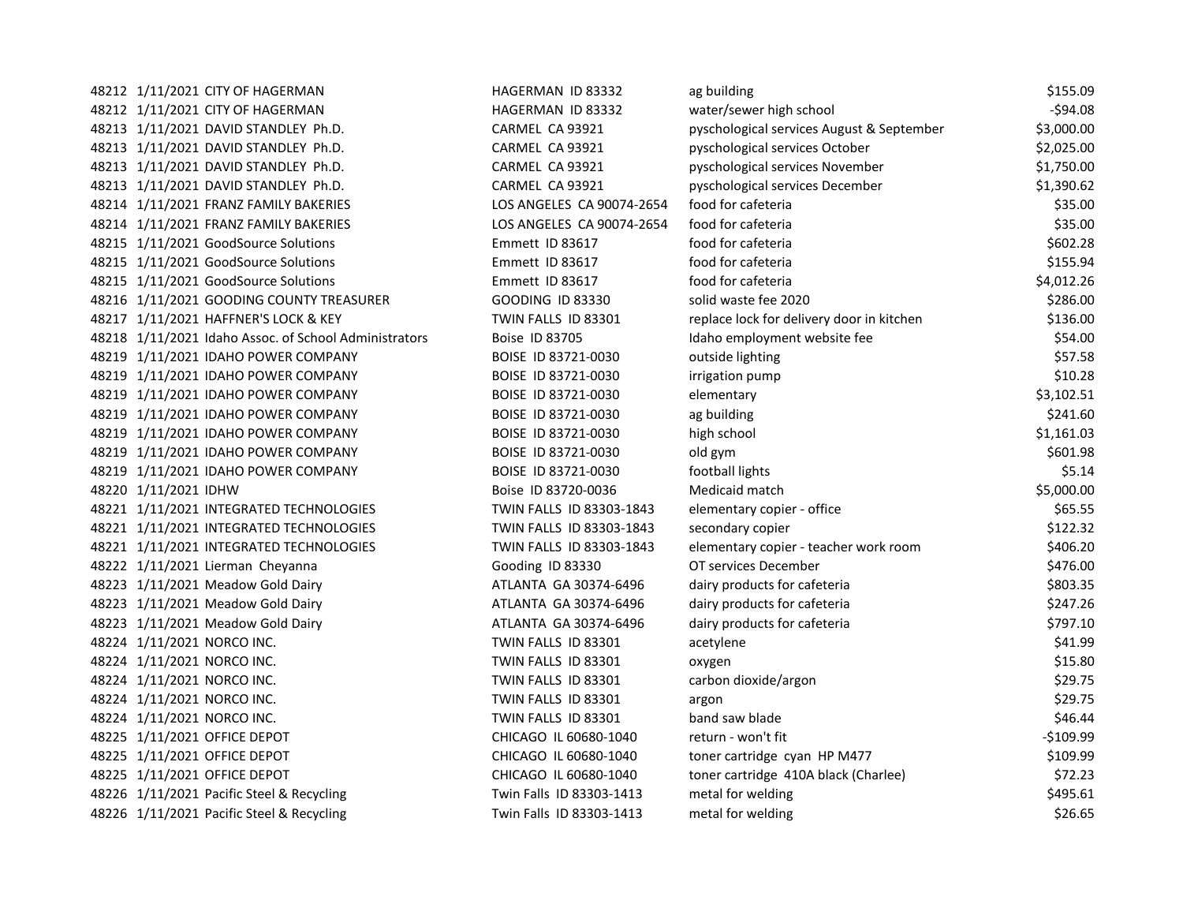| | | | | | |
|---|---|---|---|---|---|
| 48212 | 1/11/2021 | CITY OF HAGERMAN | HAGERMAN ID 83332 | ag building | $155.09 |
| 48212 | 1/11/2021 | CITY OF HAGERMAN | HAGERMAN ID 83332 | water/sewer high school | -$94.08 |
| 48213 | 1/11/2021 | DAVID STANDLEY Ph.D. | CARMEL CA 93921 | pyschological services August & September | $3,000.00 |
| 48213 | 1/11/2021 | DAVID STANDLEY Ph.D. | CARMEL CA 93921 | pyschological services October | $2,025.00 |
| 48213 | 1/11/2021 | DAVID STANDLEY Ph.D. | CARMEL CA 93921 | pyschological services November | $1,750.00 |
| 48213 | 1/11/2021 | DAVID STANDLEY Ph.D. | CARMEL CA 93921 | pyschological services December | $1,390.62 |
| 48214 | 1/11/2021 | FRANZ FAMILY BAKERIES | LOS ANGELES CA 90074-2654 | food for cafeteria | $35.00 |
| 48214 | 1/11/2021 | FRANZ FAMILY BAKERIES | LOS ANGELES CA 90074-2654 | food for cafeteria | $35.00 |
| 48215 | 1/11/2021 | GoodSource Solutions | Emmett ID 83617 | food for cafeteria | $602.28 |
| 48215 | 1/11/2021 | GoodSource Solutions | Emmett ID 83617 | food for cafeteria | $155.94 |
| 48215 | 1/11/2021 | GoodSource Solutions | Emmett ID 83617 | food for cafeteria | $4,012.26 |
| 48216 | 1/11/2021 | GOODING COUNTY TREASURER | GOODING ID 83330 | solid waste fee 2020 | $286.00 |
| 48217 | 1/11/2021 | HAFFNER'S LOCK & KEY | TWIN FALLS ID 83301 | replace lock for delivery door in kitchen | $136.00 |
| 48218 | 1/11/2021 | Idaho Assoc. of School Administrators | Boise ID 83705 | Idaho employment website fee | $54.00 |
| 48219 | 1/11/2021 | IDAHO POWER COMPANY | BOISE ID 83721-0030 | outside lighting | $57.58 |
| 48219 | 1/11/2021 | IDAHO POWER COMPANY | BOISE ID 83721-0030 | irrigation pump | $10.28 |
| 48219 | 1/11/2021 | IDAHO POWER COMPANY | BOISE ID 83721-0030 | elementary | $3,102.51 |
| 48219 | 1/11/2021 | IDAHO POWER COMPANY | BOISE ID 83721-0030 | ag building | $241.60 |
| 48219 | 1/11/2021 | IDAHO POWER COMPANY | BOISE ID 83721-0030 | high school | $1,161.03 |
| 48219 | 1/11/2021 | IDAHO POWER COMPANY | BOISE ID 83721-0030 | old gym | $601.98 |
| 48219 | 1/11/2021 | IDAHO POWER COMPANY | BOISE ID 83721-0030 | football lights | $5.14 |
| 48220 | 1/11/2021 | IDHW | Boise ID 83720-0036 | Medicaid match | $5,000.00 |
| 48221 | 1/11/2021 | INTEGRATED TECHNOLOGIES | TWIN FALLS ID 83303-1843 | elementary copier - office | $65.55 |
| 48221 | 1/11/2021 | INTEGRATED TECHNOLOGIES | TWIN FALLS ID 83303-1843 | secondary copier | $122.32 |
| 48221 | 1/11/2021 | INTEGRATED TECHNOLOGIES | TWIN FALLS ID 83303-1843 | elementary copier - teacher work room | $406.20 |
| 48222 | 1/11/2021 | Lierman Cheyanna | Gooding ID 83330 | OT services December | $476.00 |
| 48223 | 1/11/2021 | Meadow Gold Dairy | ATLANTA GA 30374-6496 | dairy products for cafeteria | $803.35 |
| 48223 | 1/11/2021 | Meadow Gold Dairy | ATLANTA GA 30374-6496 | dairy products for cafeteria | $247.26 |
| 48223 | 1/11/2021 | Meadow Gold Dairy | ATLANTA GA 30374-6496 | dairy products for cafeteria | $797.10 |
| 48224 | 1/11/2021 | NORCO INC. | TWIN FALLS ID 83301 | acetylene | $41.99 |
| 48224 | 1/11/2021 | NORCO INC. | TWIN FALLS ID 83301 | oxygen | $15.80 |
| 48224 | 1/11/2021 | NORCO INC. | TWIN FALLS ID 83301 | carbon dioxide/argon | $29.75 |
| 48224 | 1/11/2021 | NORCO INC. | TWIN FALLS ID 83301 | argon | $29.75 |
| 48224 | 1/11/2021 | NORCO INC. | TWIN FALLS ID 83301 | band saw blade | $46.44 |
| 48225 | 1/11/2021 | OFFICE DEPOT | CHICAGO IL 60680-1040 | return - won't fit | -$109.99 |
| 48225 | 1/11/2021 | OFFICE DEPOT | CHICAGO IL 60680-1040 | toner cartridge cyan HP M477 | $109.99 |
| 48225 | 1/11/2021 | OFFICE DEPOT | CHICAGO IL 60680-1040 | toner cartridge 410A black (Charlee) | $72.23 |
| 48226 | 1/11/2021 | Pacific Steel & Recycling | Twin Falls ID 83303-1413 | metal for welding | $495.61 |
| 48226 | 1/11/2021 | Pacific Steel & Recycling | Twin Falls ID 83303-1413 | metal for welding | $26.65 |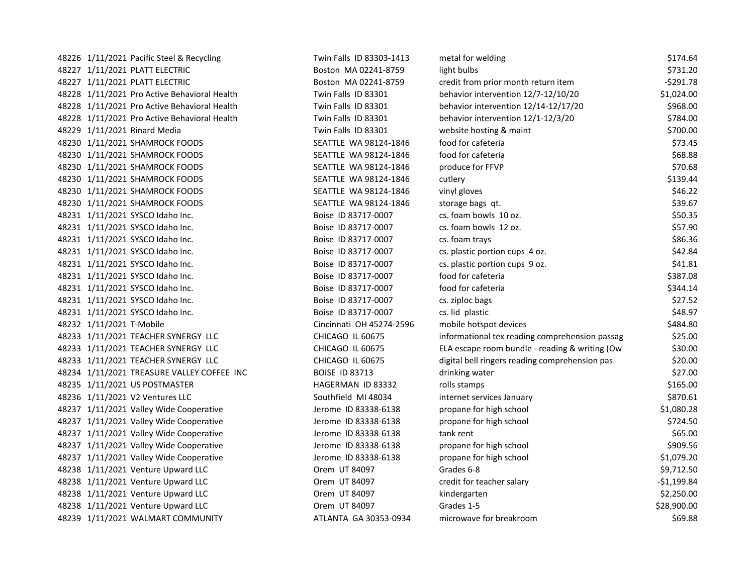| | | | | | |
|---|---|---|---|---|---|
| 48226 | 1/11/2021 | Pacific Steel & Recycling | Twin Falls ID 83303-1413 | metal for welding | $174.64 |
| 48227 | 1/11/2021 | PLATT ELECTRIC | Boston MA 02241-8759 | light bulbs | $731.20 |
| 48227 | 1/11/2021 | PLATT ELECTRIC | Boston MA 02241-8759 | credit from prior month return item | -$291.78 |
| 48228 | 1/11/2021 | Pro Active Behavioral Health | Twin Falls ID 83301 | behavior intervention 12/7-12/10/20 | $1,024.00 |
| 48228 | 1/11/2021 | Pro Active Behavioral Health | Twin Falls ID 83301 | behavior intervention 12/14-12/17/20 | $968.00 |
| 48228 | 1/11/2021 | Pro Active Behavioral Health | Twin Falls ID 83301 | behavior intervention 12/1-12/3/20 | $784.00 |
| 48229 | 1/11/2021 | Rinard Media | Twin Falls ID 83301 | website hosting & maint | $700.00 |
| 48230 | 1/11/2021 | SHAMROCK FOODS | SEATTLE WA 98124-1846 | food for cafeteria | $73.45 |
| 48230 | 1/11/2021 | SHAMROCK FOODS | SEATTLE WA 98124-1846 | food for cafeteria | $68.88 |
| 48230 | 1/11/2021 | SHAMROCK FOODS | SEATTLE WA 98124-1846 | produce for FFVP | $70.68 |
| 48230 | 1/11/2021 | SHAMROCK FOODS | SEATTLE WA 98124-1846 | cutlery | $139.44 |
| 48230 | 1/11/2021 | SHAMROCK FOODS | SEATTLE WA 98124-1846 | vinyl gloves | $46.22 |
| 48230 | 1/11/2021 | SHAMROCK FOODS | SEATTLE WA 98124-1846 | storage bags qt. | $39.67 |
| 48231 | 1/11/2021 | SYSCO Idaho Inc. | Boise ID 83717-0007 | cs. foam bowls 10 oz. | $50.35 |
| 48231 | 1/11/2021 | SYSCO Idaho Inc. | Boise ID 83717-0007 | cs. foam bowls 12 oz. | $57.90 |
| 48231 | 1/11/2021 | SYSCO Idaho Inc. | Boise ID 83717-0007 | cs. foam trays | $86.36 |
| 48231 | 1/11/2021 | SYSCO Idaho Inc. | Boise ID 83717-0007 | cs. plastic portion cups 4 oz. | $42.84 |
| 48231 | 1/11/2021 | SYSCO Idaho Inc. | Boise ID 83717-0007 | cs. plastic portion cups 9 oz. | $41.81 |
| 48231 | 1/11/2021 | SYSCO Idaho Inc. | Boise ID 83717-0007 | food for cafeteria | $387.08 |
| 48231 | 1/11/2021 | SYSCO Idaho Inc. | Boise ID 83717-0007 | food for cafeteria | $344.14 |
| 48231 | 1/11/2021 | SYSCO Idaho Inc. | Boise ID 83717-0007 | cs. ziploc bags | $27.52 |
| 48231 | 1/11/2021 | SYSCO Idaho Inc. | Boise ID 83717-0007 | cs. lid plastic | $48.97 |
| 48232 | 1/11/2021 | T-Mobile | Cincinnati OH 45274-2596 | mobile hotspot devices | $484.80 |
| 48233 | 1/11/2021 | TEACHER SYNERGY LLC | CHICAGO IL 60675 | informational tex reading comprehension passag | $25.00 |
| 48233 | 1/11/2021 | TEACHER SYNERGY LLC | CHICAGO IL 60675 | ELA escape room bundle - reading & writing (Ow | $30.00 |
| 48233 | 1/11/2021 | TEACHER SYNERGY LLC | CHICAGO IL 60675 | digital bell ringers reading comprehension pas | $20.00 |
| 48234 | 1/11/2021 | TREASURE VALLEY COFFEE INC | BOISE ID 83713 | drinking water | $27.00 |
| 48235 | 1/11/2021 | US POSTMASTER | HAGERMAN ID 83332 | rolls stamps | $165.00 |
| 48236 | 1/11/2021 | V2 Ventures LLC | Southfield MI 48034 | internet services January | $870.61 |
| 48237 | 1/11/2021 | Valley Wide Cooperative | Jerome ID 83338-6138 | propane for high school | $1,080.28 |
| 48237 | 1/11/2021 | Valley Wide Cooperative | Jerome ID 83338-6138 | propane for high school | $724.50 |
| 48237 | 1/11/2021 | Valley Wide Cooperative | Jerome ID 83338-6138 | tank rent | $65.00 |
| 48237 | 1/11/2021 | Valley Wide Cooperative | Jerome ID 83338-6138 | propane for high school | $909.56 |
| 48237 | 1/11/2021 | Valley Wide Cooperative | Jerome ID 83338-6138 | propane for high school | $1,079.20 |
| 48238 | 1/11/2021 | Venture Upward LLC | Orem UT 84097 | Grades 6-8 | $9,712.50 |
| 48238 | 1/11/2021 | Venture Upward LLC | Orem UT 84097 | credit for teacher salary | -$1,199.84 |
| 48238 | 1/11/2021 | Venture Upward LLC | Orem UT 84097 | kindergarten | $2,250.00 |
| 48238 | 1/11/2021 | Venture Upward LLC | Orem UT 84097 | Grades 1-5 | $28,900.00 |
| 48239 | 1/11/2021 | WALMART COMMUNITY | ATLANTA GA 30353-0934 | microwave for breakroom | $69.88 |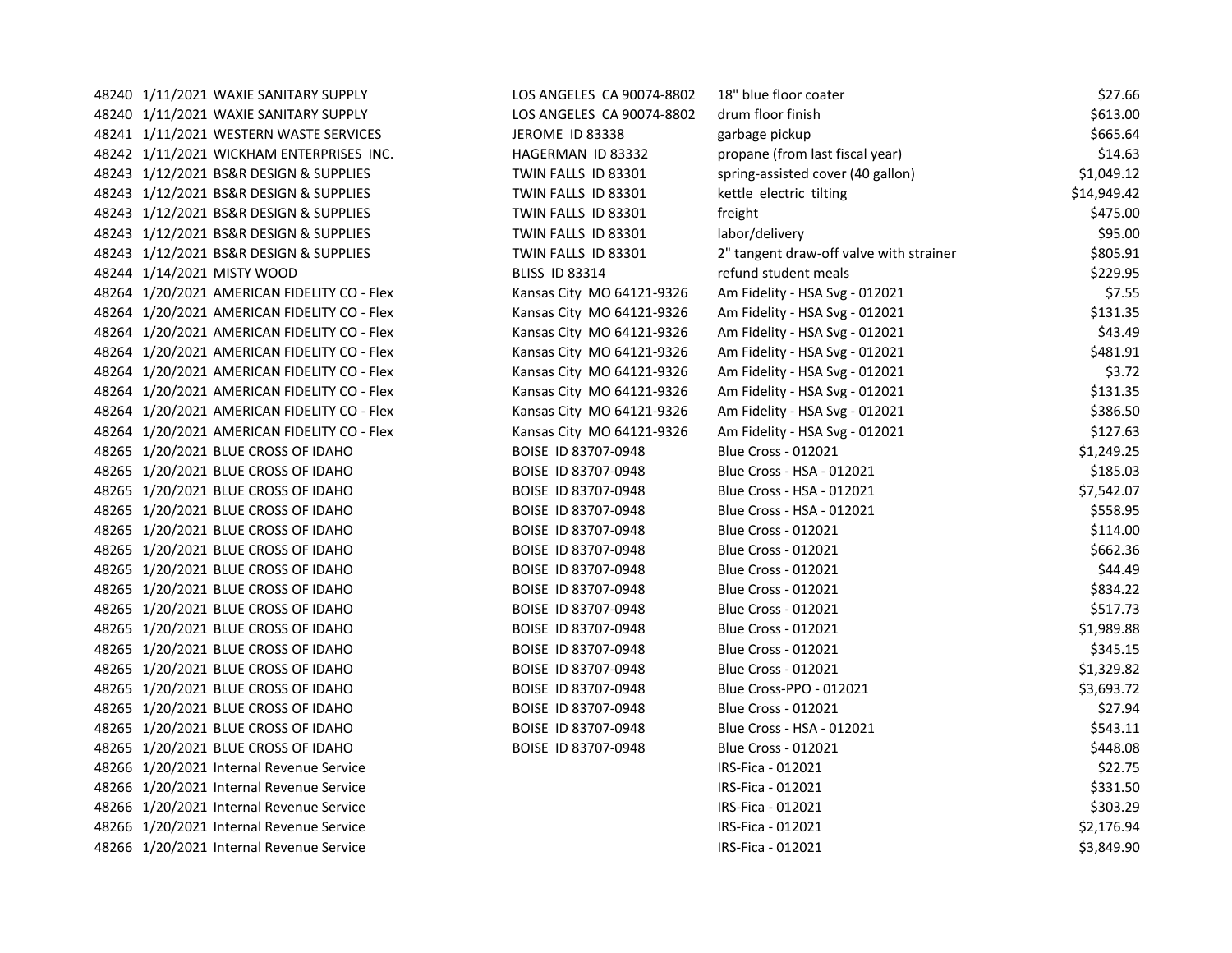| | | | | | |
|---|---|---|---|---|---|
| 48240 | 1/11/2021 | WAXIE SANITARY SUPPLY | LOS ANGELES CA 90074-8802 | 18" blue floor coater | $27.66 |
| 48240 | 1/11/2021 | WAXIE SANITARY SUPPLY | LOS ANGELES CA 90074-8802 | drum floor finish | $613.00 |
| 48241 | 1/11/2021 | WESTERN WASTE SERVICES | JEROME ID 83338 | garbage pickup | $665.64 |
| 48242 | 1/11/2021 | WICKHAM ENTERPRISES INC. | HAGERMAN ID 83332 | propane (from last fiscal year) | $14.63 |
| 48243 | 1/12/2021 | BS&R DESIGN & SUPPLIES | TWIN FALLS ID 83301 | spring-assisted cover (40 gallon) | $1,049.12 |
| 48243 | 1/12/2021 | BS&R DESIGN & SUPPLIES | TWIN FALLS ID 83301 | kettle electric tilting | $14,949.42 |
| 48243 | 1/12/2021 | BS&R DESIGN & SUPPLIES | TWIN FALLS ID 83301 | freight | $475.00 |
| 48243 | 1/12/2021 | BS&R DESIGN & SUPPLIES | TWIN FALLS ID 83301 | labor/delivery | $95.00 |
| 48243 | 1/12/2021 | BS&R DESIGN & SUPPLIES | TWIN FALLS ID 83301 | 2" tangent draw-off valve with strainer | $805.91 |
| 48244 | 1/14/2021 | MISTY WOOD | BLISS ID 83314 | refund student meals | $229.95 |
| 48264 | 1/20/2021 | AMERICAN FIDELITY CO - Flex | Kansas City MO 64121-9326 | Am Fidelity - HSA Svg - 012021 | $7.55 |
| 48264 | 1/20/2021 | AMERICAN FIDELITY CO - Flex | Kansas City MO 64121-9326 | Am Fidelity - HSA Svg - 012021 | $131.35 |
| 48264 | 1/20/2021 | AMERICAN FIDELITY CO - Flex | Kansas City MO 64121-9326 | Am Fidelity - HSA Svg - 012021 | $43.49 |
| 48264 | 1/20/2021 | AMERICAN FIDELITY CO - Flex | Kansas City MO 64121-9326 | Am Fidelity - HSA Svg - 012021 | $481.91 |
| 48264 | 1/20/2021 | AMERICAN FIDELITY CO - Flex | Kansas City MO 64121-9326 | Am Fidelity - HSA Svg - 012021 | $3.72 |
| 48264 | 1/20/2021 | AMERICAN FIDELITY CO - Flex | Kansas City MO 64121-9326 | Am Fidelity - HSA Svg - 012021 | $131.35 |
| 48264 | 1/20/2021 | AMERICAN FIDELITY CO - Flex | Kansas City MO 64121-9326 | Am Fidelity - HSA Svg - 012021 | $386.50 |
| 48264 | 1/20/2021 | AMERICAN FIDELITY CO - Flex | Kansas City MO 64121-9326 | Am Fidelity - HSA Svg - 012021 | $127.63 |
| 48265 | 1/20/2021 | BLUE CROSS OF IDAHO | BOISE ID 83707-0948 | Blue Cross - 012021 | $1,249.25 |
| 48265 | 1/20/2021 | BLUE CROSS OF IDAHO | BOISE ID 83707-0948 | Blue Cross - HSA - 012021 | $185.03 |
| 48265 | 1/20/2021 | BLUE CROSS OF IDAHO | BOISE ID 83707-0948 | Blue Cross - HSA - 012021 | $7,542.07 |
| 48265 | 1/20/2021 | BLUE CROSS OF IDAHO | BOISE ID 83707-0948 | Blue Cross - HSA - 012021 | $558.95 |
| 48265 | 1/20/2021 | BLUE CROSS OF IDAHO | BOISE ID 83707-0948 | Blue Cross - 012021 | $114.00 |
| 48265 | 1/20/2021 | BLUE CROSS OF IDAHO | BOISE ID 83707-0948 | Blue Cross - 012021 | $662.36 |
| 48265 | 1/20/2021 | BLUE CROSS OF IDAHO | BOISE ID 83707-0948 | Blue Cross - 012021 | $44.49 |
| 48265 | 1/20/2021 | BLUE CROSS OF IDAHO | BOISE ID 83707-0948 | Blue Cross - 012021 | $834.22 |
| 48265 | 1/20/2021 | BLUE CROSS OF IDAHO | BOISE ID 83707-0948 | Blue Cross - 012021 | $517.73 |
| 48265 | 1/20/2021 | BLUE CROSS OF IDAHO | BOISE ID 83707-0948 | Blue Cross - 012021 | $1,989.88 |
| 48265 | 1/20/2021 | BLUE CROSS OF IDAHO | BOISE ID 83707-0948 | Blue Cross - 012021 | $345.15 |
| 48265 | 1/20/2021 | BLUE CROSS OF IDAHO | BOISE ID 83707-0948 | Blue Cross - 012021 | $1,329.82 |
| 48265 | 1/20/2021 | BLUE CROSS OF IDAHO | BOISE ID 83707-0948 | Blue Cross-PPO - 012021 | $3,693.72 |
| 48265 | 1/20/2021 | BLUE CROSS OF IDAHO | BOISE ID 83707-0948 | Blue Cross - 012021 | $27.94 |
| 48265 | 1/20/2021 | BLUE CROSS OF IDAHO | BOISE ID 83707-0948 | Blue Cross - HSA - 012021 | $543.11 |
| 48265 | 1/20/2021 | BLUE CROSS OF IDAHO | BOISE ID 83707-0948 | Blue Cross - 012021 | $448.08 |
| 48266 | 1/20/2021 | Internal Revenue Service | | IRS-Fica - 012021 | $22.75 |
| 48266 | 1/20/2021 | Internal Revenue Service | | IRS-Fica - 012021 | $331.50 |
| 48266 | 1/20/2021 | Internal Revenue Service | | IRS-Fica - 012021 | $303.29 |
| 48266 | 1/20/2021 | Internal Revenue Service | | IRS-Fica - 012021 | $2,176.94 |
| 48266 | 1/20/2021 | Internal Revenue Service | | IRS-Fica - 012021 | $3,849.90 |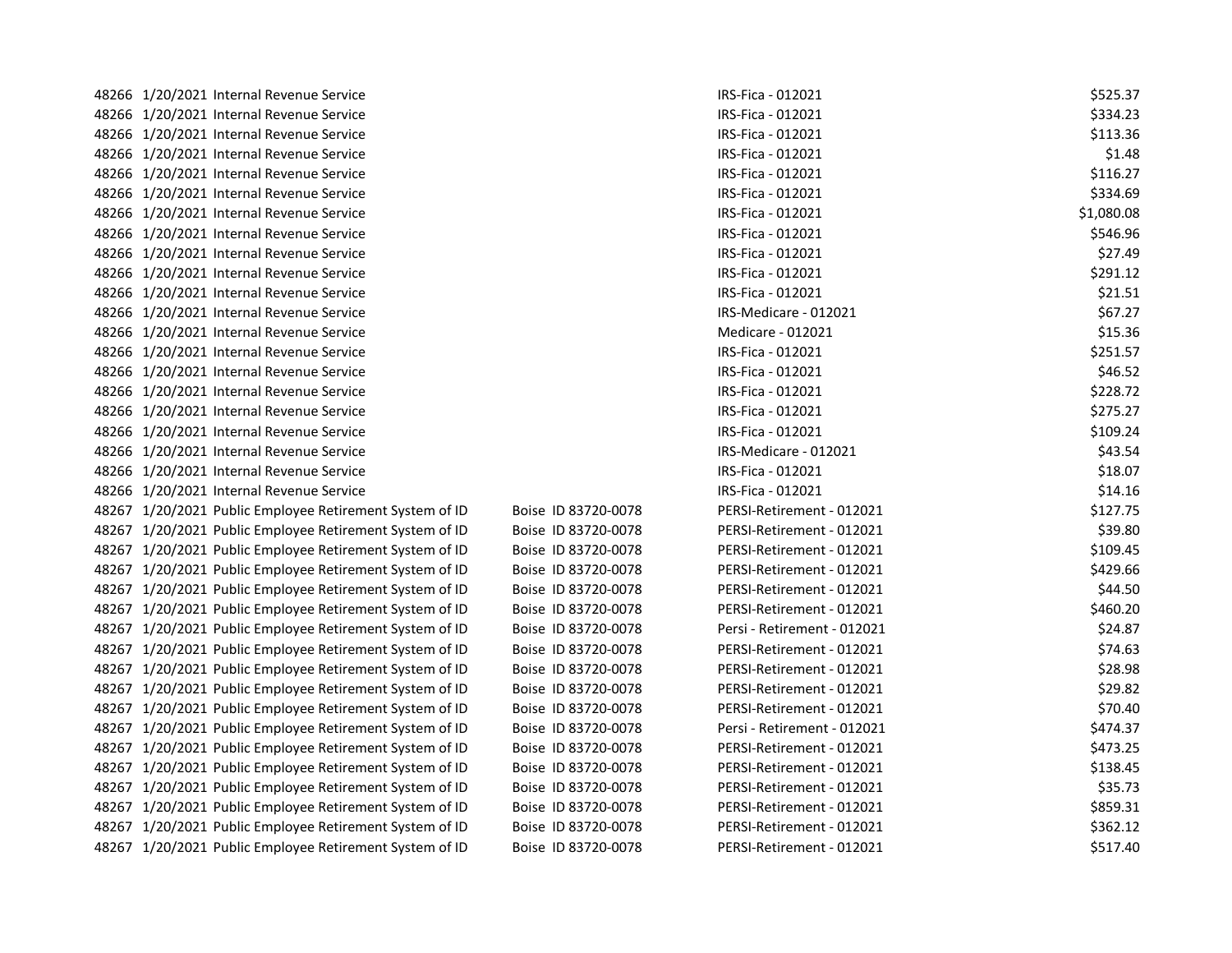| | | | | | |
|---|---|---|---|---|---|
| 48266 | 1/20/2021 | Internal Revenue Service | | IRS-Fica - 012021 | $525.37 |
| 48266 | 1/20/2021 | Internal Revenue Service | | IRS-Fica - 012021 | $334.23 |
| 48266 | 1/20/2021 | Internal Revenue Service | | IRS-Fica - 012021 | $113.36 |
| 48266 | 1/20/2021 | Internal Revenue Service | | IRS-Fica - 012021 | $1.48 |
| 48266 | 1/20/2021 | Internal Revenue Service | | IRS-Fica - 012021 | $116.27 |
| 48266 | 1/20/2021 | Internal Revenue Service | | IRS-Fica - 012021 | $334.69 |
| 48266 | 1/20/2021 | Internal Revenue Service | | IRS-Fica - 012021 | $1,080.08 |
| 48266 | 1/20/2021 | Internal Revenue Service | | IRS-Fica - 012021 | $546.96 |
| 48266 | 1/20/2021 | Internal Revenue Service | | IRS-Fica - 012021 | $27.49 |
| 48266 | 1/20/2021 | Internal Revenue Service | | IRS-Fica - 012021 | $291.12 |
| 48266 | 1/20/2021 | Internal Revenue Service | | IRS-Fica - 012021 | $21.51 |
| 48266 | 1/20/2021 | Internal Revenue Service | | IRS-Medicare - 012021 | $67.27 |
| 48266 | 1/20/2021 | Internal Revenue Service | | Medicare - 012021 | $15.36 |
| 48266 | 1/20/2021 | Internal Revenue Service | | IRS-Fica - 012021 | $251.57 |
| 48266 | 1/20/2021 | Internal Revenue Service | | IRS-Fica - 012021 | $46.52 |
| 48266 | 1/20/2021 | Internal Revenue Service | | IRS-Fica - 012021 | $228.72 |
| 48266 | 1/20/2021 | Internal Revenue Service | | IRS-Fica - 012021 | $275.27 |
| 48266 | 1/20/2021 | Internal Revenue Service | | IRS-Fica - 012021 | $109.24 |
| 48266 | 1/20/2021 | Internal Revenue Service | | IRS-Medicare - 012021 | $43.54 |
| 48266 | 1/20/2021 | Internal Revenue Service | | IRS-Fica - 012021 | $18.07 |
| 48266 | 1/20/2021 | Internal Revenue Service | | IRS-Fica - 012021 | $14.16 |
| 48267 | 1/20/2021 | Public Employee Retirement System of ID | Boise ID 83720-0078 | PERSI-Retirement - 012021 | $127.75 |
| 48267 | 1/20/2021 | Public Employee Retirement System of ID | Boise ID 83720-0078 | PERSI-Retirement - 012021 | $39.80 |
| 48267 | 1/20/2021 | Public Employee Retirement System of ID | Boise ID 83720-0078 | PERSI-Retirement - 012021 | $109.45 |
| 48267 | 1/20/2021 | Public Employee Retirement System of ID | Boise ID 83720-0078 | PERSI-Retirement - 012021 | $429.66 |
| 48267 | 1/20/2021 | Public Employee Retirement System of ID | Boise ID 83720-0078 | PERSI-Retirement - 012021 | $44.50 |
| 48267 | 1/20/2021 | Public Employee Retirement System of ID | Boise ID 83720-0078 | PERSI-Retirement - 012021 | $460.20 |
| 48267 | 1/20/2021 | Public Employee Retirement System of ID | Boise ID 83720-0078 | Persi - Retirement - 012021 | $24.87 |
| 48267 | 1/20/2021 | Public Employee Retirement System of ID | Boise ID 83720-0078 | PERSI-Retirement - 012021 | $74.63 |
| 48267 | 1/20/2021 | Public Employee Retirement System of ID | Boise ID 83720-0078 | PERSI-Retirement - 012021 | $28.98 |
| 48267 | 1/20/2021 | Public Employee Retirement System of ID | Boise ID 83720-0078 | PERSI-Retirement - 012021 | $29.82 |
| 48267 | 1/20/2021 | Public Employee Retirement System of ID | Boise ID 83720-0078 | PERSI-Retirement - 012021 | $70.40 |
| 48267 | 1/20/2021 | Public Employee Retirement System of ID | Boise ID 83720-0078 | Persi - Retirement - 012021 | $474.37 |
| 48267 | 1/20/2021 | Public Employee Retirement System of ID | Boise ID 83720-0078 | PERSI-Retirement - 012021 | $473.25 |
| 48267 | 1/20/2021 | Public Employee Retirement System of ID | Boise ID 83720-0078 | PERSI-Retirement - 012021 | $138.45 |
| 48267 | 1/20/2021 | Public Employee Retirement System of ID | Boise ID 83720-0078 | PERSI-Retirement - 012021 | $35.73 |
| 48267 | 1/20/2021 | Public Employee Retirement System of ID | Boise ID 83720-0078 | PERSI-Retirement - 012021 | $859.31 |
| 48267 | 1/20/2021 | Public Employee Retirement System of ID | Boise ID 83720-0078 | PERSI-Retirement - 012021 | $362.12 |
| 48267 | 1/20/2021 | Public Employee Retirement System of ID | Boise ID 83720-0078 | PERSI-Retirement - 012021 | $517.40 |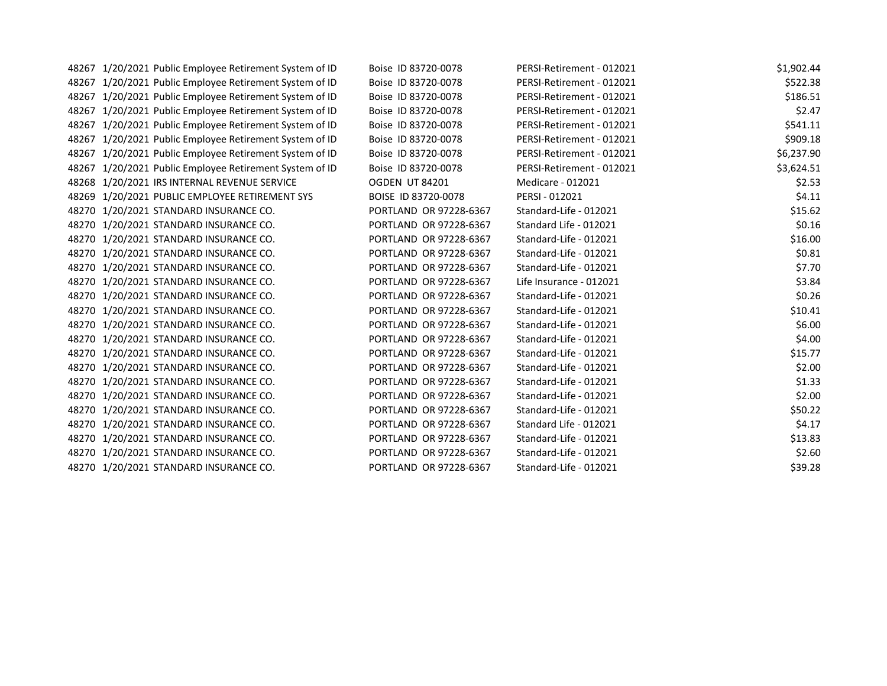| | | | | | |
|---|---|---|---|---|---|
| 48267 | 1/20/2021 | Public Employee Retirement System of ID | Boise ID 83720-0078 | PERSI-Retirement - 012021 | $1,902.44 |
| 48267 | 1/20/2021 | Public Employee Retirement System of ID | Boise ID 83720-0078 | PERSI-Retirement - 012021 | $522.38 |
| 48267 | 1/20/2021 | Public Employee Retirement System of ID | Boise ID 83720-0078 | PERSI-Retirement - 012021 | $186.51 |
| 48267 | 1/20/2021 | Public Employee Retirement System of ID | Boise ID 83720-0078 | PERSI-Retirement - 012021 | $2.47 |
| 48267 | 1/20/2021 | Public Employee Retirement System of ID | Boise ID 83720-0078 | PERSI-Retirement - 012021 | $541.11 |
| 48267 | 1/20/2021 | Public Employee Retirement System of ID | Boise ID 83720-0078 | PERSI-Retirement - 012021 | $909.18 |
| 48267 | 1/20/2021 | Public Employee Retirement System of ID | Boise ID 83720-0078 | PERSI-Retirement - 012021 | $6,237.90 |
| 48267 | 1/20/2021 | Public Employee Retirement System of ID | Boise ID 83720-0078 | PERSI-Retirement - 012021 | $3,624.51 |
| 48268 | 1/20/2021 | IRS INTERNAL REVENUE SERVICE | OGDEN UT 84201 | Medicare - 012021 | $2.53 |
| 48269 | 1/20/2021 | PUBLIC EMPLOYEE RETIREMENT SYS | BOISE ID 83720-0078 | PERSI - 012021 | $4.11 |
| 48270 | 1/20/2021 | STANDARD INSURANCE CO. | PORTLAND OR 97228-6367 | Standard-Life - 012021 | $15.62 |
| 48270 | 1/20/2021 | STANDARD INSURANCE CO. | PORTLAND OR 97228-6367 | Standard Life - 012021 | $0.16 |
| 48270 | 1/20/2021 | STANDARD INSURANCE CO. | PORTLAND OR 97228-6367 | Standard-Life - 012021 | $16.00 |
| 48270 | 1/20/2021 | STANDARD INSURANCE CO. | PORTLAND OR 97228-6367 | Standard-Life - 012021 | $0.81 |
| 48270 | 1/20/2021 | STANDARD INSURANCE CO. | PORTLAND OR 97228-6367 | Standard-Life - 012021 | $7.70 |
| 48270 | 1/20/2021 | STANDARD INSURANCE CO. | PORTLAND OR 97228-6367 | Life Insurance - 012021 | $3.84 |
| 48270 | 1/20/2021 | STANDARD INSURANCE CO. | PORTLAND OR 97228-6367 | Standard-Life - 012021 | $0.26 |
| 48270 | 1/20/2021 | STANDARD INSURANCE CO. | PORTLAND OR 97228-6367 | Standard-Life - 012021 | $10.41 |
| 48270 | 1/20/2021 | STANDARD INSURANCE CO. | PORTLAND OR 97228-6367 | Standard-Life - 012021 | $6.00 |
| 48270 | 1/20/2021 | STANDARD INSURANCE CO. | PORTLAND OR 97228-6367 | Standard-Life - 012021 | $4.00 |
| 48270 | 1/20/2021 | STANDARD INSURANCE CO. | PORTLAND OR 97228-6367 | Standard-Life - 012021 | $15.77 |
| 48270 | 1/20/2021 | STANDARD INSURANCE CO. | PORTLAND OR 97228-6367 | Standard-Life - 012021 | $2.00 |
| 48270 | 1/20/2021 | STANDARD INSURANCE CO. | PORTLAND OR 97228-6367 | Standard-Life - 012021 | $1.33 |
| 48270 | 1/20/2021 | STANDARD INSURANCE CO. | PORTLAND OR 97228-6367 | Standard-Life - 012021 | $2.00 |
| 48270 | 1/20/2021 | STANDARD INSURANCE CO. | PORTLAND OR 97228-6367 | Standard-Life - 012021 | $50.22 |
| 48270 | 1/20/2021 | STANDARD INSURANCE CO. | PORTLAND OR 97228-6367 | Standard Life - 012021 | $4.17 |
| 48270 | 1/20/2021 | STANDARD INSURANCE CO. | PORTLAND OR 97228-6367 | Standard-Life - 012021 | $13.83 |
| 48270 | 1/20/2021 | STANDARD INSURANCE CO. | PORTLAND OR 97228-6367 | Standard-Life - 012021 | $2.60 |
| 48270 | 1/20/2021 | STANDARD INSURANCE CO. | PORTLAND OR 97228-6367 | Standard-Life - 012021 | $39.28 |